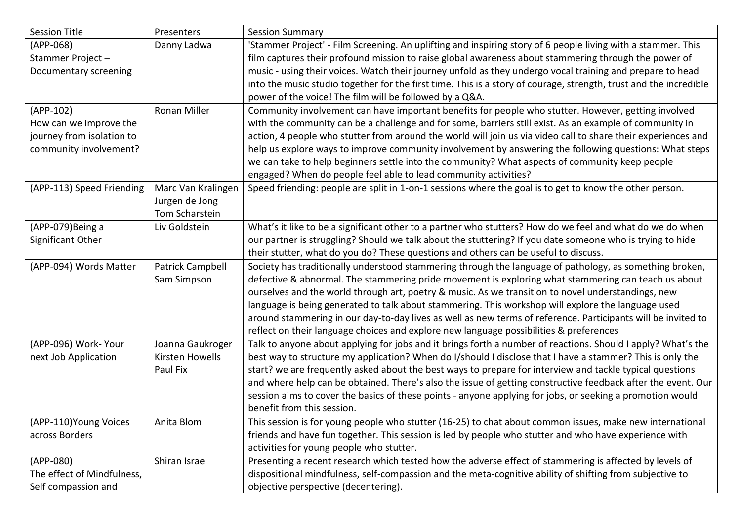| Session Title | Presenters | Session Summary |
|---|---|---|
| (APP-068) Stammer Project – Documentary screening | Danny Ladwa | 'Stammer Project' - Film Screening. An uplifting and inspiring story of 6 people living with a stammer. This film captures their profound mission to raise global awareness about stammering through the power of music - using their voices. Watch their journey unfold as they undergo vocal training and prepare to head into the music studio together for the first time. This is a story of courage, strength, trust and the incredible power of the voice! The film will be followed by a Q&A. |
| (APP-102) How can we improve the journey from isolation to community involvement? | Ronan Miller | Community involvement can have important benefits for people who stutter. However, getting involved with the community can be a challenge and for some, barriers still exist. As an example of community in action, 4 people who stutter from around the world will join us via video call to share their experiences and help us explore ways to improve community involvement by answering the following questions: What steps we can take to help beginners settle into the community? What aspects of community keep people engaged? When do people feel able to lead community activities? |
| (APP-113) Speed Friending | Marc Van Kralingen<br>Jurgen de Jong<br>Tom Scharstein | Speed friending: people are split in 1-on-1 sessions where the goal is to get to know the other person. |
| (APP-079)Being a Significant Other | Liv Goldstein | What's it like to be a significant other to a partner who stutters? How do we feel and what do we do when our partner is struggling? Should we talk about the stuttering? If you date someone who is trying to hide their stutter, what do you do? These questions and others can be useful to discuss. |
| (APP-094) Words Matter | Patrick Campbell<br>Sam Simpson | Society has traditionally understood stammering through the language of pathology, as something broken, defective & abnormal. The stammering pride movement is exploring what stammering can teach us about ourselves and the world through art, poetry & music. As we transition to novel understandings, new language is being generated to talk about stammering. This workshop will explore the language used around stammering in our day-to-day lives as well as new terms of reference. Participants will be invited to reflect on their language choices and explore new language possibilities & preferences |
| (APP-096) Work- Your next Job Application | Joanna Gaukroger<br>Kirsten Howells<br>Paul Fix | Talk to anyone about applying for jobs and it brings forth a number of reactions. Should I apply? What's the best way to structure my application? When do I/should I disclose that I have a stammer? This is only the start? we are frequently asked about the best ways to prepare for interview and tackle typical questions and where help can be obtained. There's also the issue of getting constructive feedback after the event. Our session aims to cover the basics of these points - anyone applying for jobs, or seeking a promotion would benefit from this session. |
| (APP-110)Young Voices across Borders | Anita Blom | This session is for young people who stutter (16-25) to chat about common issues, make new international friends and have fun together. This session is led by people who stutter and who have experience with activities for young people who stutter. |
| (APP-080) The effect of Mindfulness, Self compassion and | Shiran Israel | Presenting a recent research which tested how the adverse effect of stammering is affected by levels of dispositional mindfulness, self-compassion and the meta-cognitive ability of shifting from subjective to objective perspective (decentering). |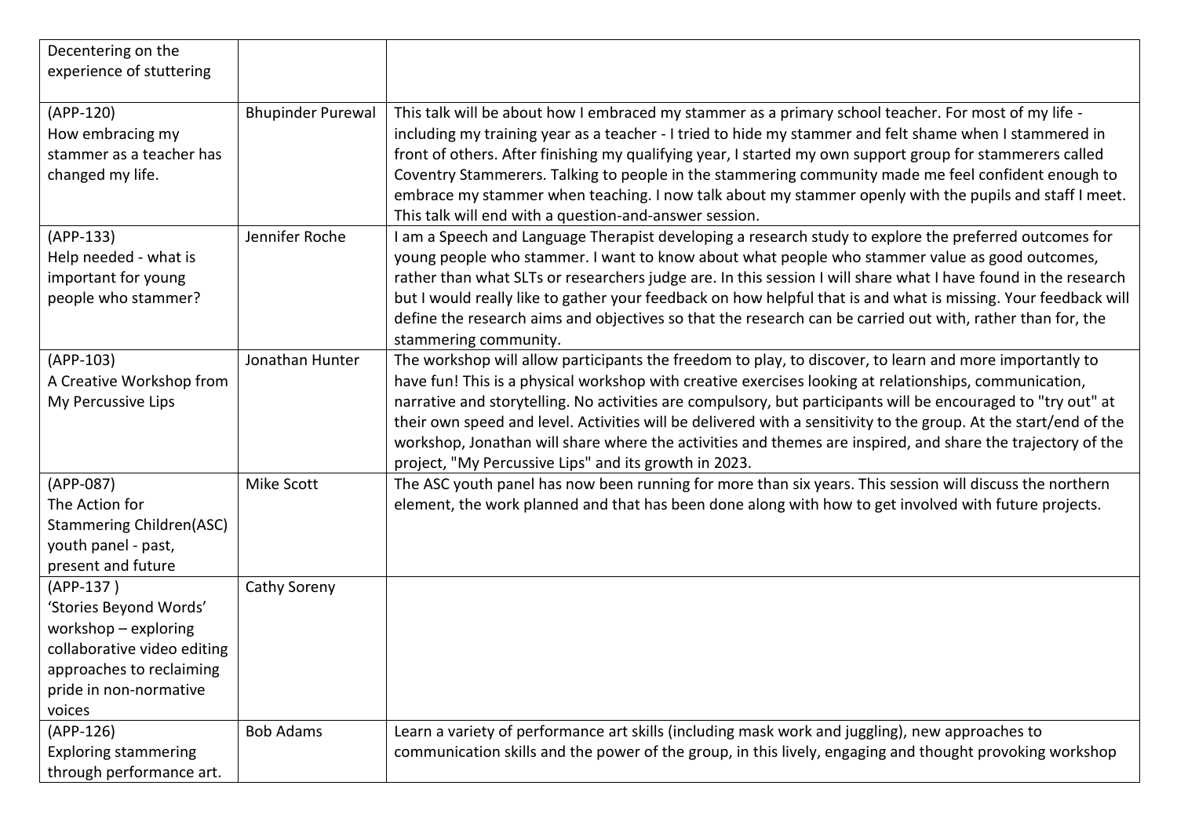| | | |
|---|---|---|
| Decentering on the experience of stuttering | | |
| (APP-120)<br>How embracing my stammer as a teacher has changed my life. | Bhupinder Purewal | This talk will be about how I embraced my stammer as a primary school teacher. For most of my life - including my training year as a teacher - I tried to hide my stammer and felt shame when I stammered in front of others. After finishing my qualifying year, I started my own support group for stammerers called Coventry Stammerers. Talking to people in the stammering community made me feel confident enough to embrace my stammer when teaching. I now talk about my stammer openly with the pupils and staff I meet. This talk will end with a question-and-answer session. |
| (APP-133)<br>Help needed - what is important for young people who stammer? | Jennifer Roche | I am a Speech and Language Therapist developing a research study to explore the preferred outcomes for young people who stammer. I want to know about what people who stammer value as good outcomes, rather than what SLTs or researchers judge are. In this session I will share what I have found in the research but I would really like to gather your feedback on how helpful that is and what is missing. Your feedback will define the research aims and objectives so that the research can be carried out with, rather than for, the stammering community. |
| (APP-103)<br>A Creative Workshop from My Percussive Lips | Jonathan Hunter | The workshop will allow participants the freedom to play, to discover, to learn and more importantly to have fun! This is a physical workshop with creative exercises looking at relationships, communication, narrative and storytelling. No activities are compulsory, but participants will be encouraged to "try out" at their own speed and level. Activities will be delivered with a sensitivity to the group. At the start/end of the workshop, Jonathan will share where the activities and themes are inspired, and share the trajectory of the project, "My Percussive Lips" and its growth in 2023. |
| (APP-087)<br>The Action for Stammering Children(ASC) youth panel - past, present and future | Mike Scott | The ASC youth panel has now been running for more than six years. This session will discuss the northern element, the work planned and that has been done along with how to get involved with future projects. |
| (APP-137 )<br>'Stories Beyond Words' workshop – exploring collaborative video editing approaches to reclaiming pride in non-normative voices | Cathy Soreny | |
| (APP-126)<br>Exploring stammering through performance art. | Bob Adams | Learn a variety of performance art skills (including mask work and juggling), new approaches to communication skills and the power of the group, in this lively, engaging and thought provoking workshop |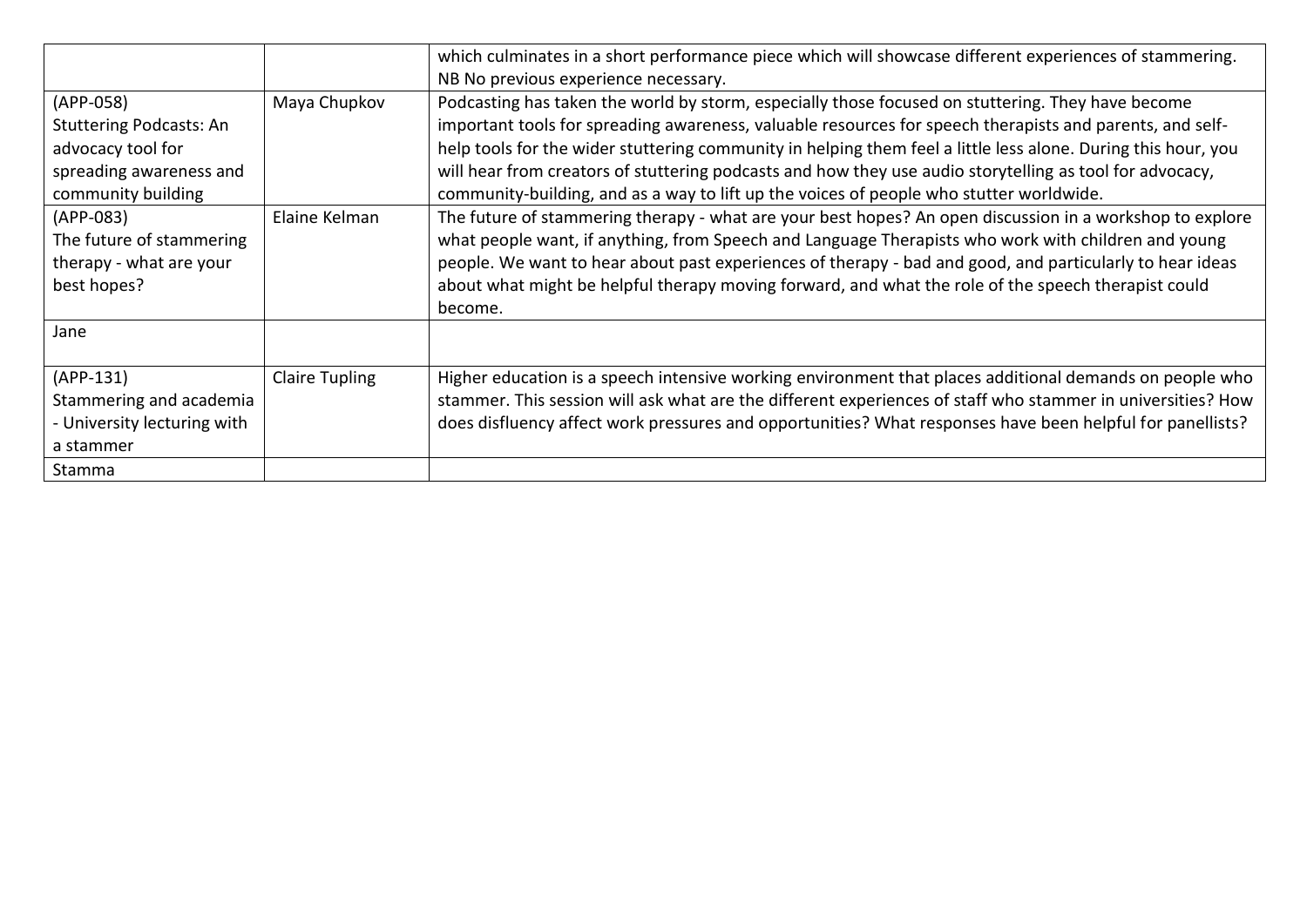| | | |
|---|---|---|
| | | which culminates in a short performance piece which will showcase different experiences of stammering. NB No previous experience necessary. |
| (APP-058) Stuttering Podcasts: An advocacy tool for spreading awareness and community building | Maya Chupkov | Podcasting has taken the world by storm, especially those focused on stuttering. They have become important tools for spreading awareness, valuable resources for speech therapists and parents, and self-help tools for the wider stuttering community in helping them feel a little less alone. During this hour, you will hear from creators of stuttering podcasts and how they use audio storytelling as tool for advocacy, community-building, and as a way to lift up the voices of people who stutter worldwide. |
| (APP-083) The future of stammering therapy - what are your best hopes? | Elaine Kelman | The future of stammering therapy - what are your best hopes? An open discussion in a workshop to explore what people want, if anything, from Speech and Language Therapists who work with children and young people. We want to hear about past experiences of therapy - bad and good, and particularly to hear ideas about what might be helpful therapy moving forward, and what the role of the speech therapist could become. |
| Jane | | |
| (APP-131) Stammering and academia - University lecturing with a stammer | Claire Tupling | Higher education is a speech intensive working environment that places additional demands on people who stammer. This session will ask what are the different experiences of staff who stammer in universities? How does disfluency affect work pressures and opportunities? What responses have been helpful for panellists? |
| Stamma | | |